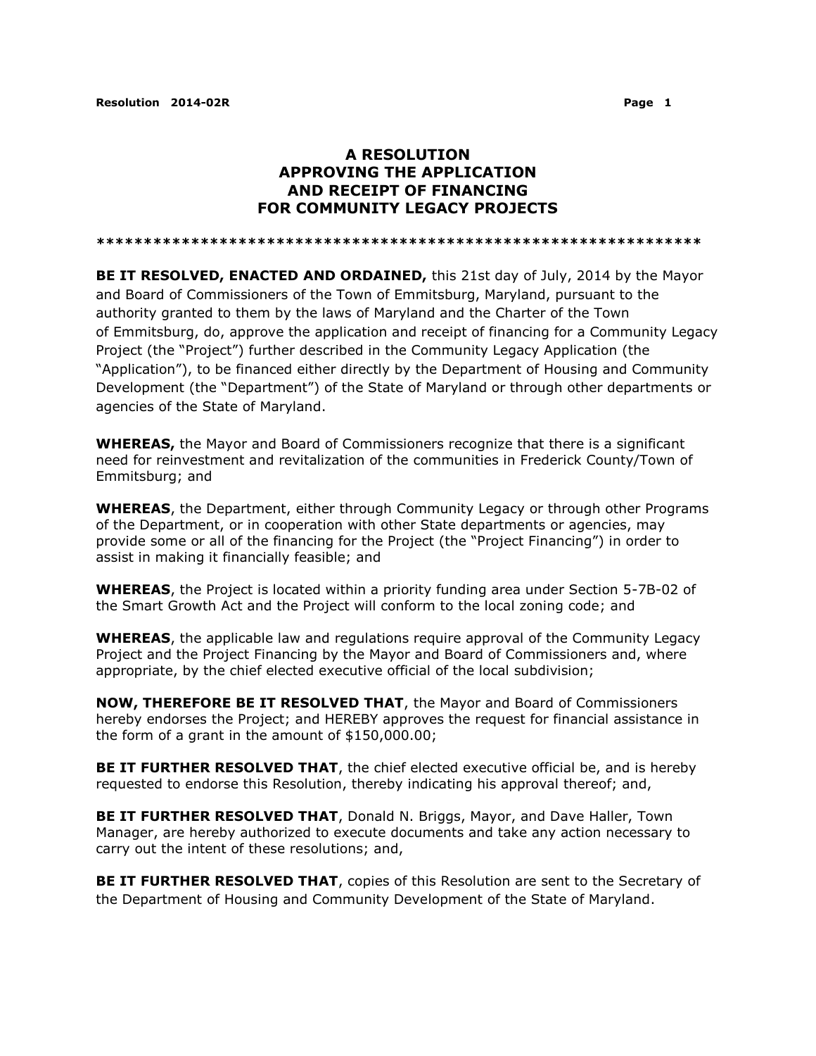# A RESOLUTION
# APPROVING THE APPLICATION
# AND RECEIPT OF FINANCING
# FOR COMMUNITY LEGACY PROJECTS

*****************************************************************

**BE IT RESOLVED, ENACTED AND ORDAINED,** this 21st day of July, 2014 by the Mayor and Board of Commissioners of the Town of Emmitsburg, Maryland, pursuant to the authority granted to them by the laws of Maryland and the Charter of the Town of Emmitsburg, do, approve the application and receipt of financing for a Community Legacy Project (the "Project") further described in the Community Legacy Application (the "Application"), to be financed either directly by the Department of Housing and Community Development (the "Department") of the State of Maryland or through other departments or agencies of the State of Maryland.

**WHEREAS,** the Mayor and Board of Commissioners recognize that there is a significant need for reinvestment and revitalization of the communities in Frederick County/Town of Emmitsburg; and

**WHEREAS**, the Department, either through Community Legacy or through other Programs of the Department, or in cooperation with other State departments or agencies, may provide some or all of the financing for the Project (the "Project Financing") in order to assist in making it financially feasible; and

**WHEREAS**, the Project is located within a priority funding area under Section 5-7B-02 of the Smart Growth Act and the Project will conform to the local zoning code; and

**WHEREAS**, the applicable law and regulations require approval of the Community Legacy Project and the Project Financing by the Mayor and Board of Commissioners and, where appropriate, by the chief elected executive official of the local subdivision;

**NOW, THEREFORE BE IT RESOLVED THAT**, the Mayor and Board of Commissioners hereby endorses the Project; and HEREBY approves the request for financial assistance in the form of a grant in the amount of $150,000.00;

**BE IT FURTHER RESOLVED THAT**, the chief elected executive official be, and is hereby requested to endorse this Resolution, thereby indicating his approval thereof; and,

**BE IT FURTHER RESOLVED THAT**, Donald N. Briggs, Mayor, and Dave Haller, Town Manager, are hereby authorized to execute documents and take any action necessary to carry out the intent of these resolutions; and,

**BE IT FURTHER RESOLVED THAT**, copies of this Resolution are sent to the Secretary of the Department of Housing and Community Development of the State of Maryland.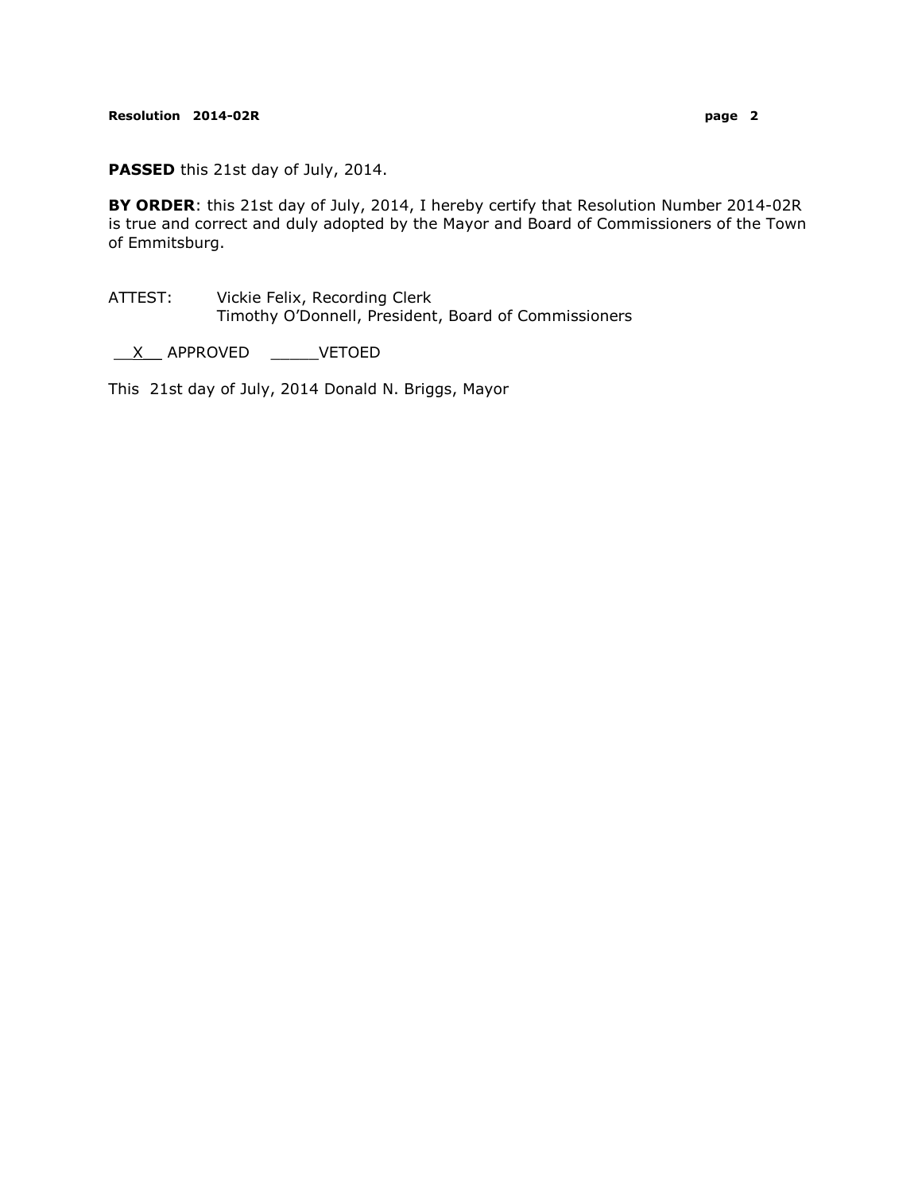**PASSED** this 21st day of July, 2014.

**BY ORDER**: this 21st day of July, 2014, I hereby certify that Resolution Number 2014-02R is true and correct and duly adopted by the Mayor and Board of Commissioners of the Town of Emmitsburg.

ATTEST: Vickie Felix, Recording Clerk
Timothy O'Donnell, President, Board of Commissioners

__X__ APPROVED _____VETOED

This 21st day of July, 2014 Donald N. Briggs, Mayor